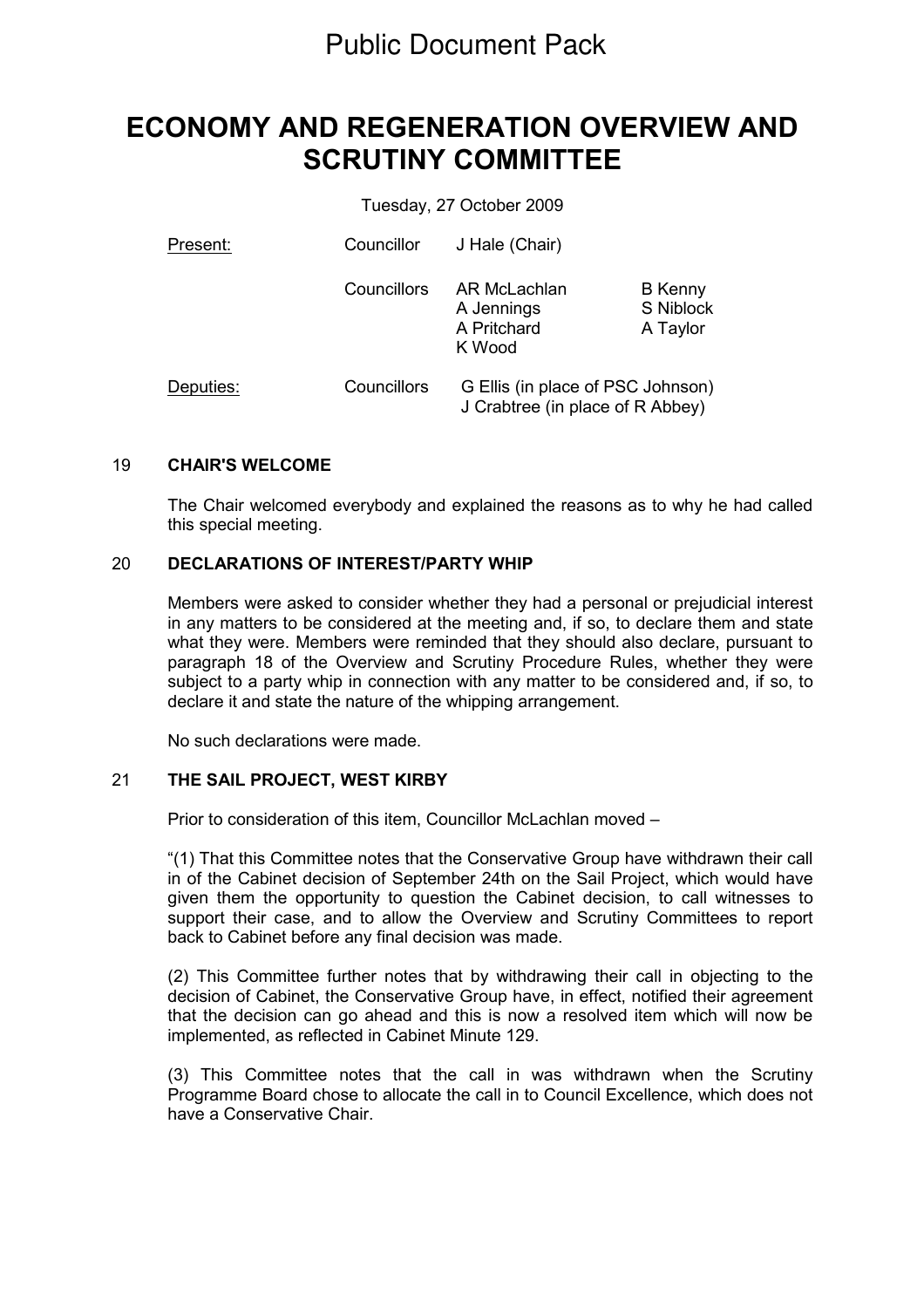Public Document Pack

# ECONOMY AND REGENERATION OVERVIEW AND SCRUTINY COMMITTEE

Tuesday, 27 October 2009

| | | | |
|---|---|---|---|
| Present: | Councillor | J Hale (Chair) | |
| | Councillors | AR McLachlan<br>A Jennings<br>A Pritchard<br>K Wood | B Kenny<br>S Niblock<br>A Taylor |
| Deputies: | Councillors | G Ellis (in place of PSC Johnson)<br>J Crabtree (in place of R Abbey) | |

## 19 CHAIR'S WELCOME

The Chair welcomed everybody and explained the reasons as to why he had called this special meeting.

## 20 DECLARATIONS OF INTEREST/PARTY WHIP

Members were asked to consider whether they had a personal or prejudicial interest in any matters to be considered at the meeting and, if so, to declare them and state what they were. Members were reminded that they should also declare, pursuant to paragraph 18 of the Overview and Scrutiny Procedure Rules, whether they were subject to a party whip in connection with any matter to be considered and, if so, to declare it and state the nature of the whipping arrangement.

No such declarations were made.

## 21 THE SAIL PROJECT, WEST KIRBY

Prior to consideration of this item, Councillor McLachlan moved –

"(1) That this Committee notes that the Conservative Group have withdrawn their call in of the Cabinet decision of September 24th on the Sail Project, which would have given them the opportunity to question the Cabinet decision, to call witnesses to support their case, and to allow the Overview and Scrutiny Committees to report back to Cabinet before any final decision was made.

(2) This Committee further notes that by withdrawing their call in objecting to the decision of Cabinet, the Conservative Group have, in effect, notified their agreement that the decision can go ahead and this is now a resolved item which will now be implemented, as reflected in Cabinet Minute 129.

(3) This Committee notes that the call in was withdrawn when the Scrutiny Programme Board chose to allocate the call in to Council Excellence, which does not have a Conservative Chair.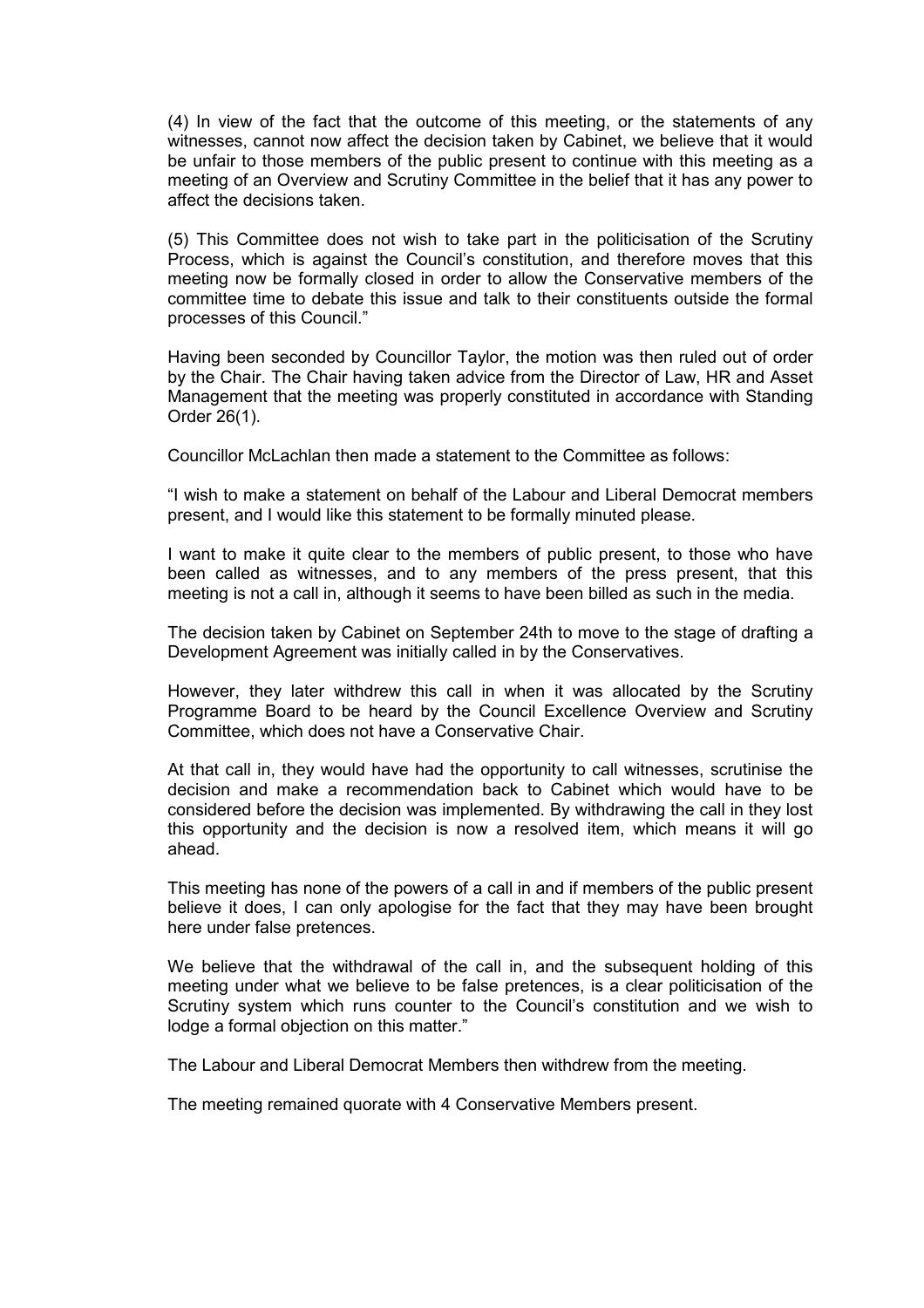(4) In view of the fact that the outcome of this meeting, or the statements of any witnesses, cannot now affect the decision taken by Cabinet, we believe that it would be unfair to those members of the public present to continue with this meeting as a meeting of an Overview and Scrutiny Committee in the belief that it has any power to affect the decisions taken.

(5) This Committee does not wish to take part in the politicisation of the Scrutiny Process, which is against the Council's constitution, and therefore moves that this meeting now be formally closed in order to allow the Conservative members of the committee time to debate this issue and talk to their constituents outside the formal processes of this Council."

Having been seconded by Councillor Taylor, the motion was then ruled out of order by the Chair. The Chair having taken advice from the Director of Law, HR and Asset Management that the meeting was properly constituted in accordance with Standing Order 26(1).

Councillor McLachlan then made a statement to the Committee as follows:

"I wish to make a statement on behalf of the Labour and Liberal Democrat members present, and I would like this statement to be formally minuted please.

I want to make it quite clear to the members of public present, to those who have been called as witnesses, and to any members of the press present, that this meeting is not a call in, although it seems to have been billed as such in the media.

The decision taken by Cabinet on September 24th to move to the stage of drafting a Development Agreement was initially called in by the Conservatives.

However, they later withdrew this call in when it was allocated by the Scrutiny Programme Board to be heard by the Council Excellence Overview and Scrutiny Committee, which does not have a Conservative Chair.

At that call in, they would have had the opportunity to call witnesses, scrutinise the decision and make a recommendation back to Cabinet which would have to be considered before the decision was implemented. By withdrawing the call in they lost this opportunity and the decision is now a resolved item, which means it will go ahead.

This meeting has none of the powers of a call in and if members of the public present believe it does, I can only apologise for the fact that they may have been brought here under false pretences.

We believe that the withdrawal of the call in, and the subsequent holding of this meeting under what we believe to be false pretences, is a clear politicisation of the Scrutiny system which runs counter to the Council's constitution and we wish to lodge a formal objection on this matter."

The Labour and Liberal Democrat Members then withdrew from the meeting.

The meeting remained quorate with 4 Conservative Members present.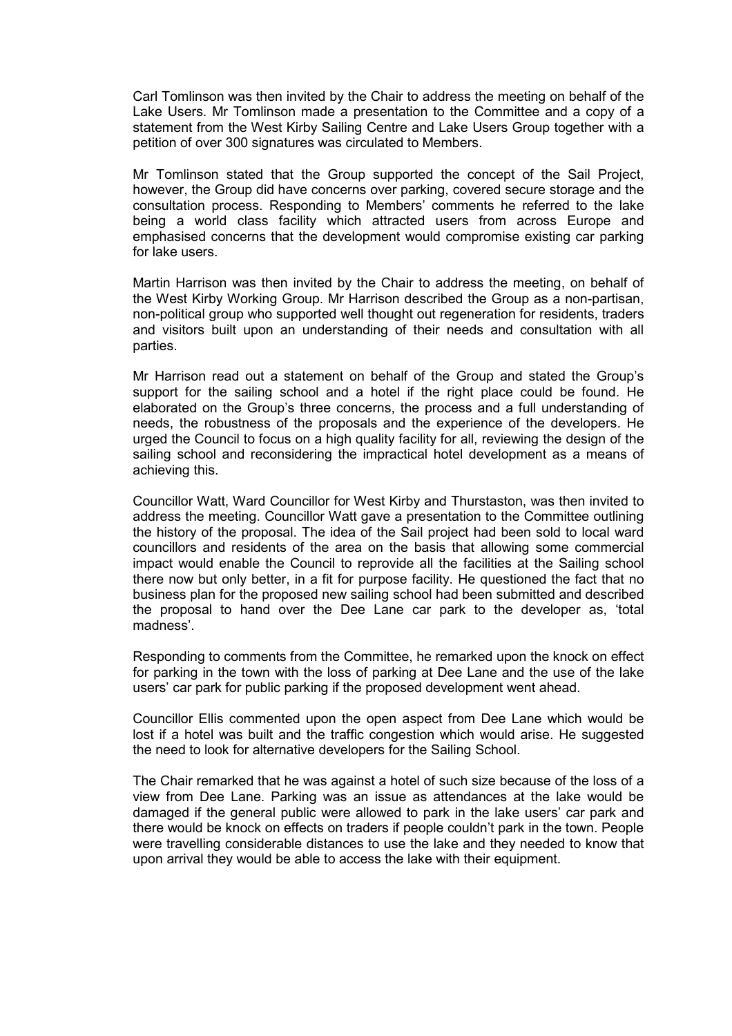Carl Tomlinson was then invited by the Chair to address the meeting on behalf of the Lake Users. Mr Tomlinson made a presentation to the Committee and a copy of a statement from the West Kirby Sailing Centre and Lake Users Group together with a petition of over 300 signatures was circulated to Members.

Mr Tomlinson stated that the Group supported the concept of the Sail Project, however, the Group did have concerns over parking, covered secure storage and the consultation process. Responding to Members' comments he referred to the lake being a world class facility which attracted users from across Europe and emphasised concerns that the development would compromise existing car parking for lake users.

Martin Harrison was then invited by the Chair to address the meeting, on behalf of the West Kirby Working Group. Mr Harrison described the Group as a non-partisan, non-political group who supported well thought out regeneration for residents, traders and visitors built upon an understanding of their needs and consultation with all parties.

Mr Harrison read out a statement on behalf of the Group and stated the Group's support for the sailing school and a hotel if the right place could be found. He elaborated on the Group's three concerns, the process and a full understanding of needs, the robustness of the proposals and the experience of the developers. He urged the Council to focus on a high quality facility for all, reviewing the design of the sailing school and reconsidering the impractical hotel development as a means of achieving this.

Councillor Watt, Ward Councillor for West Kirby and Thurstaston, was then invited to address the meeting. Councillor Watt gave a presentation to the Committee outlining the history of the proposal. The idea of the Sail project had been sold to local ward councillors and residents of the area on the basis that allowing some commercial impact would enable the Council to reprovide all the facilities at the Sailing school there now but only better, in a fit for purpose facility. He questioned the fact that no business plan for the proposed new sailing school had been submitted and described the proposal to hand over the Dee Lane car park to the developer as, 'total madness'.

Responding to comments from the Committee, he remarked upon the knock on effect for parking in the town with the loss of parking at Dee Lane and the use of the lake users' car park for public parking if the proposed development went ahead.

Councillor Ellis commented upon the open aspect from Dee Lane which would be lost if a hotel was built and the traffic congestion which would arise. He suggested the need to look for alternative developers for the Sailing School.

The Chair remarked that he was against a hotel of such size because of the loss of a view from Dee Lane. Parking was an issue as attendances at the lake would be damaged if the general public were allowed to park in the lake users' car park and there would be knock on effects on traders if people couldn't park in the town. People were travelling considerable distances to use the lake and they needed to know that upon arrival they would be able to access the lake with their equipment.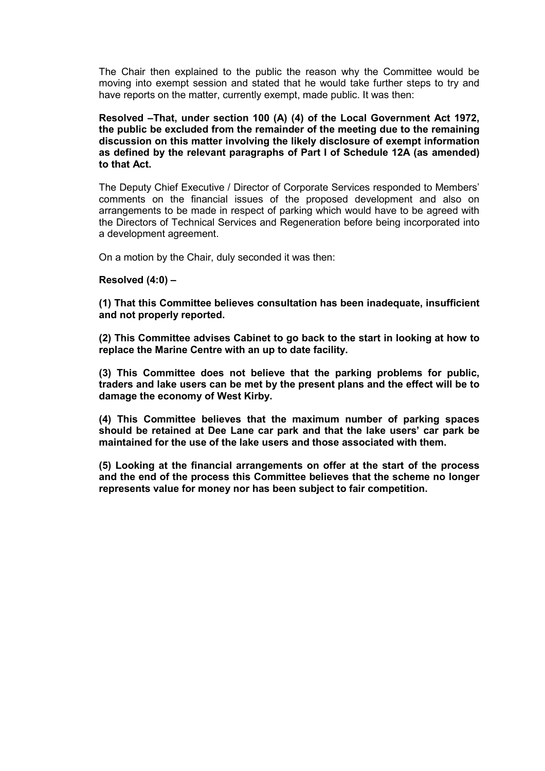The Chair then explained to the public the reason why the Committee would be moving into exempt session and stated that he would take further steps to try and have reports on the matter, currently exempt, made public. It was then:

**Resolved –That, under section 100 (A) (4) of the Local Government Act 1972, the public be excluded from the remainder of the meeting due to the remaining discussion on this matter involving the likely disclosure of exempt information as defined by the relevant paragraphs of Part I of Schedule 12A (as amended) to that Act.**

The Deputy Chief Executive / Director of Corporate Services responded to Members' comments on the financial issues of the proposed development and also on arrangements to be made in respect of parking which would have to be agreed with the Directors of Technical Services and Regeneration before being incorporated into a development agreement.

On a motion by the Chair, duly seconded it was then:

**Resolved (4:0) –**

**(1) That this Committee believes consultation has been inadequate, insufficient and not properly reported.**

**(2) This Committee advises Cabinet to go back to the start in looking at how to replace the Marine Centre with an up to date facility.**

**(3) This Committee does not believe that the parking problems for public, traders and lake users can be met by the present plans and the effect will be to damage the economy of West Kirby.**

**(4) This Committee believes that the maximum number of parking spaces should be retained at Dee Lane car park and that the lake users' car park be maintained for the use of the lake users and those associated with them.**

**(5) Looking at the financial arrangements on offer at the start of the process and the end of the process this Committee believes that the scheme no longer represents value for money nor has been subject to fair competition.**